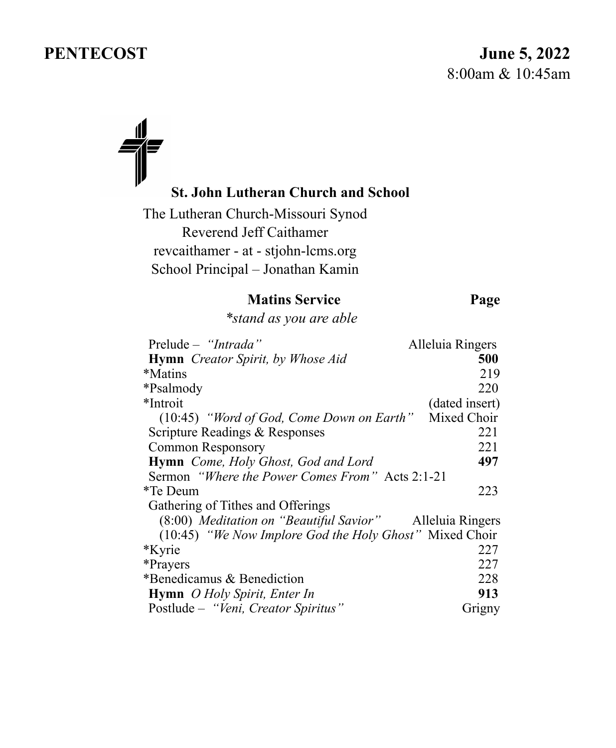**PENTECOST** **June 5, 2022**

8:00am & 10:45am

**St. John Lutheran Church and School**

The Lutheran Church-Missouri Synod

Reverend Jeff Caithamer

revcaithamer - at - stjohn-lcms.org

School Principal – Jonathan Kamin

| **Matins Service** | **Page** |
|---|---|
| *\*stand as you are able* | |
| Prelude – *"Intrada"* | Alleluia Ringers |
| **Hymn** *Creator Spirit, by Whose Aid* | **500** |
| *Matins | 219 |
| *Psalmody | 220 |
| *Introit | (dated insert) |
| (10:45) *"Word of God, Come Down on Earth"* | Mixed Choir |
| Scripture Readings & Responses | 221 |
| Common Responsory | 221 |
| **Hymn** *Come, Holy Ghost, God and Lord* | **497** |
| Sermon *"Where the Power Comes From"* Acts 2:1-21 | |
| *Te Deum | 223 |
| Gathering of Tithes and Offerings | |
| (8:00) *Meditation on "Beautiful Savior"* | Alleluia Ringers |
| (10:45) *"We Now Implore God the Holy Ghost"* | Mixed Choir |
| *Kyrie | 227 |
| *Prayers | 227 |
| *Benedicamus & Benediction | 228 |
| **Hymn** *O Holy Spirit, Enter In* | **913** |
| Postlude – *"Veni, Creator Spiritus"* | Grigny |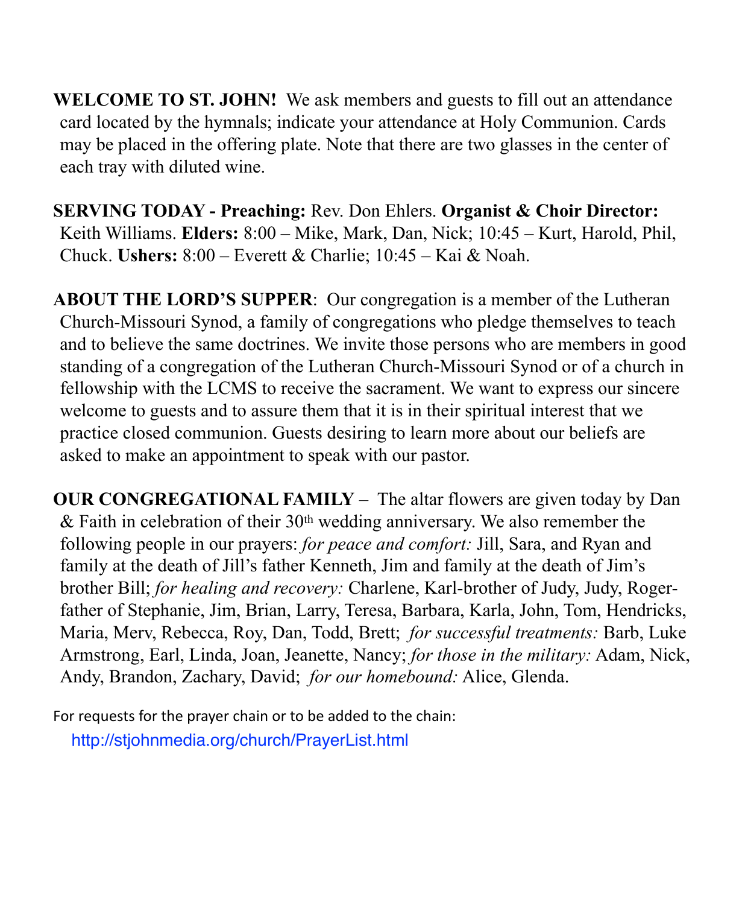**WELCOME TO ST. JOHN!** We ask members and guests to fill out an attendance card located by the hymnals; indicate your attendance at Holy Communion. Cards may be placed in the offering plate. Note that there are two glasses in the center of each tray with diluted wine.

**SERVING TODAY - Preaching:** Rev. Don Ehlers. **Organist & Choir Director:** Keith Williams. **Elders:** 8:00 – Mike, Mark, Dan, Nick; 10:45 – Kurt, Harold, Phil, Chuck. **Ushers:** 8:00 – Everett & Charlie; 10:45 – Kai & Noah.

**ABOUT THE LORD'S SUPPER**: Our congregation is a member of the Lutheran Church-Missouri Synod, a family of congregations who pledge themselves to teach and to believe the same doctrines. We invite those persons who are members in good standing of a congregation of the Lutheran Church-Missouri Synod or of a church in fellowship with the LCMS to receive the sacrament. We want to express our sincere welcome to guests and to assure them that it is in their spiritual interest that we practice closed communion. Guests desiring to learn more about our beliefs are asked to make an appointment to speak with our pastor.

**OUR CONGREGATIONAL FAMILY** – The altar flowers are given today by Dan & Faith in celebration of their 30th wedding anniversary. We also remember the following people in our prayers: *for peace and comfort:* Jill, Sara, and Ryan and family at the death of Jill's father Kenneth, Jim and family at the death of Jim's brother Bill; *for healing and recovery:* Charlene, Karl-brother of Judy, Judy, Roger-father of Stephanie, Jim, Brian, Larry, Teresa, Barbara, Karla, John, Tom, Hendricks, Maria, Merv, Rebecca, Roy, Dan, Todd, Brett; *for successful treatments:* Barb, Luke Armstrong, Earl, Linda, Joan, Jeanette, Nancy; *for those in the military:* Adam, Nick, Andy, Brandon, Zachary, David; *for our homebound:* Alice, Glenda.

For requests for the prayer chain or to be added to the chain:
http://stjohnmedia.org/church/PrayerList.html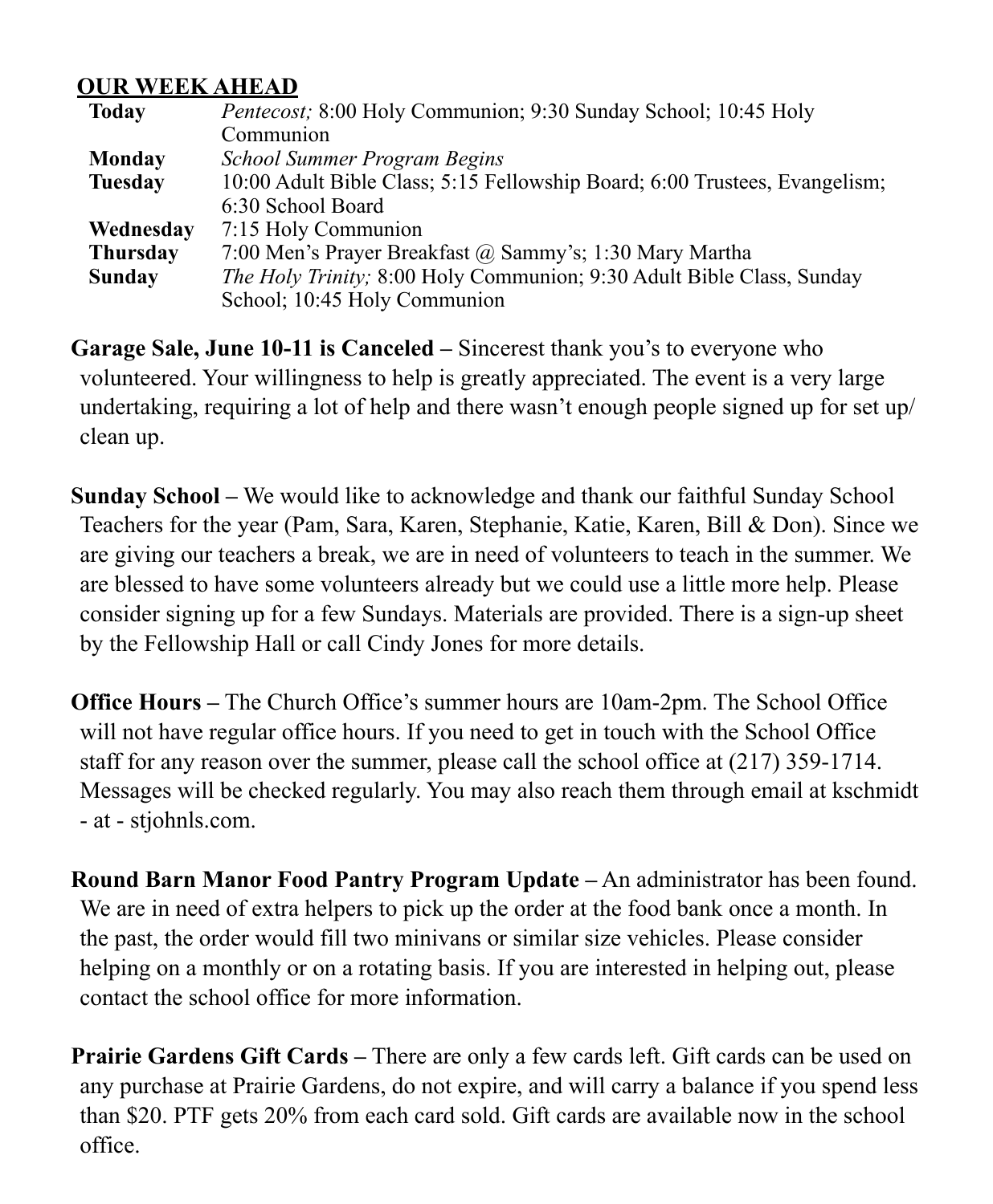## OUR WEEK AHEAD

| | |
|---|---|
| **Today** | *Pentecost;* 8:00 Holy Communion; 9:30 Sunday School; 10:45 Holy Communion |
| **Monday** | *School Summer Program Begins* |
| **Tuesday** | 10:00 Adult Bible Class; 5:15 Fellowship Board; 6:00 Trustees, Evangelism; 6:30 School Board |
| **Wednesday** | 7:15 Holy Communion |
| **Thursday** | 7:00 Men's Prayer Breakfast @ Sammy's; 1:30 Mary Martha |
| **Sunday** | *The Holy Trinity;* 8:00 Holy Communion; 9:30 Adult Bible Class, Sunday School; 10:45 Holy Communion |

**Garage Sale, June 10-11 is Canceled –** Sincerest thank you's to everyone who volunteered. Your willingness to help is greatly appreciated. The event is a very large undertaking, requiring a lot of help and there wasn't enough people signed up for set up/ clean up.

**Sunday School –** We would like to acknowledge and thank our faithful Sunday School Teachers for the year (Pam, Sara, Karen, Stephanie, Katie, Karen, Bill & Don). Since we are giving our teachers a break, we are in need of volunteers to teach in the summer. We are blessed to have some volunteers already but we could use a little more help. Please consider signing up for a few Sundays. Materials are provided. There is a sign-up sheet by the Fellowship Hall or call Cindy Jones for more details.

**Office Hours –** The Church Office's summer hours are 10am-2pm. The School Office will not have regular office hours. If you need to get in touch with the School Office staff for any reason over the summer, please call the school office at (217) 359-1714. Messages will be checked regularly. You may also reach them through email at kschmidt - at - stjohnls.com.

**Round Barn Manor Food Pantry Program Update –** An administrator has been found. We are in need of extra helpers to pick up the order at the food bank once a month. In the past, the order would fill two minivans or similar size vehicles. Please consider helping on a monthly or on a rotating basis. If you are interested in helping out, please contact the school office for more information.

**Prairie Gardens Gift Cards –** There are only a few cards left. Gift cards can be used on any purchase at Prairie Gardens, do not expire, and will carry a balance if you spend less than $20. PTF gets 20% from each card sold. Gift cards are available now in the school office.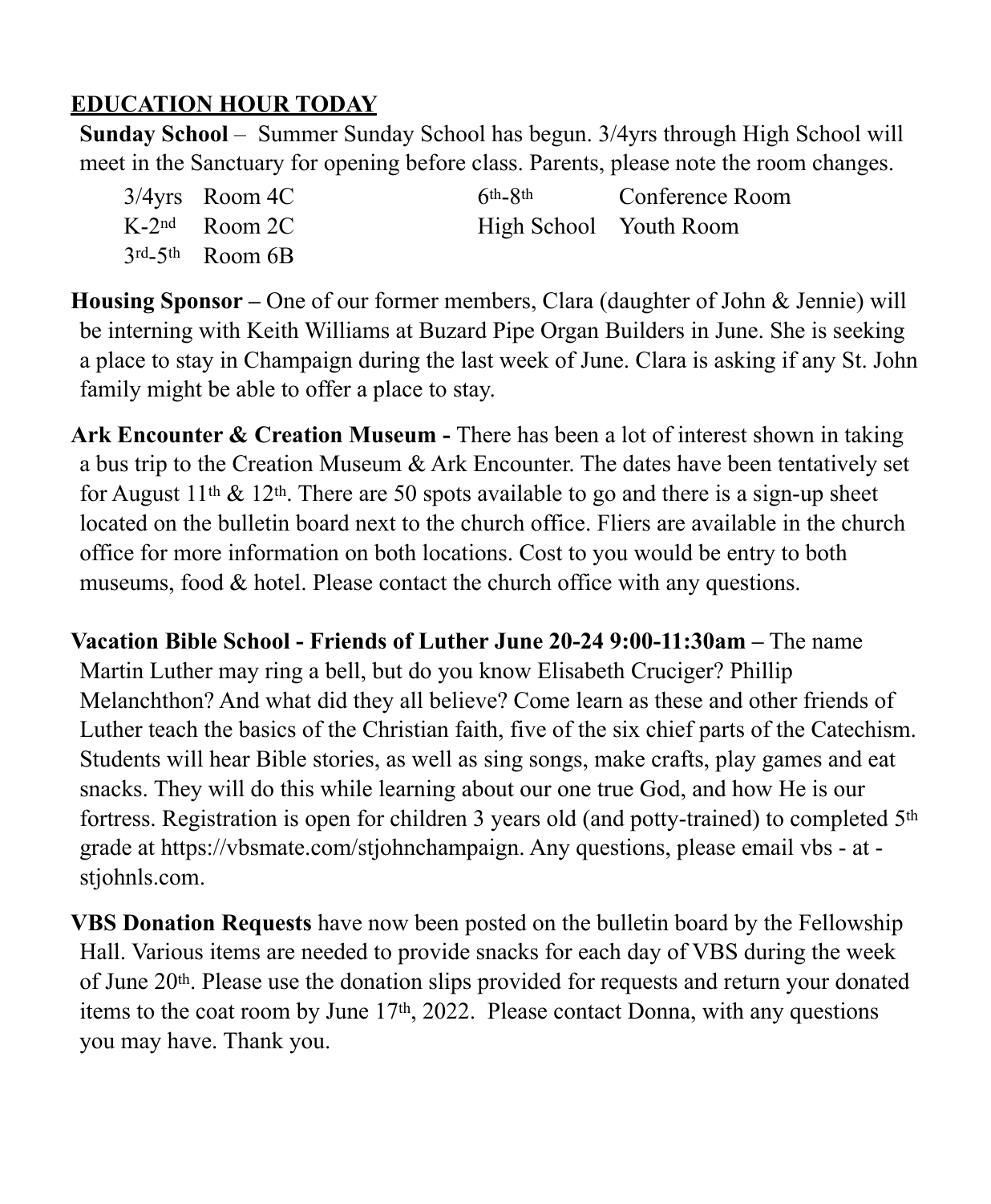## EDUCATION HOUR TODAY

**Sunday School** – Summer Sunday School has begun. 3/4yrs through High School will meet in the Sanctuary for opening before class. Parents, please note the room changes.

| | |
|---|---|
| 3/4yrs | Room 4C |
| K-2nd | Room 2C |
| 3rd-5th | Room 6B |
| 6th-8th | Conference Room |
| High School | Youth Room |

**Housing Sponsor –** One of our former members, Clara (daughter of John & Jennie) will be interning with Keith Williams at Buzard Pipe Organ Builders in June. She is seeking a place to stay in Champaign during the last week of June. Clara is asking if any St. John family might be able to offer a place to stay.

**Ark Encounter & Creation Museum -** There has been a lot of interest shown in taking a bus trip to the Creation Museum & Ark Encounter. The dates have been tentatively set for August 11th & 12th. There are 50 spots available to go and there is a sign-up sheet located on the bulletin board next to the church office. Fliers are available in the church office for more information on both locations. Cost to you would be entry to both museums, food & hotel. Please contact the church office with any questions.

**Vacation Bible School - Friends of Luther June 20-24 9:00-11:30am –** The name Martin Luther may ring a bell, but do you know Elisabeth Cruciger? Phillip Melanchthon? And what did they all believe? Come learn as these and other friends of Luther teach the basics of the Christian faith, five of the six chief parts of the Catechism. Students will hear Bible stories, as well as sing songs, make crafts, play games and eat snacks. They will do this while learning about our one true God, and how He is our fortress. Registration is open for children 3 years old (and potty-trained) to completed 5th grade at https://vbsmate.com/stjohnchampaign. Any questions, please email vbs - at - stjohnls.com.

**VBS Donation Requests** have now been posted on the bulletin board by the Fellowship Hall. Various items are needed to provide snacks for each day of VBS during the week of June 20th. Please use the donation slips provided for requests and return your donated items to the coat room by June 17th, 2022. Please contact Donna, with any questions you may have. Thank you.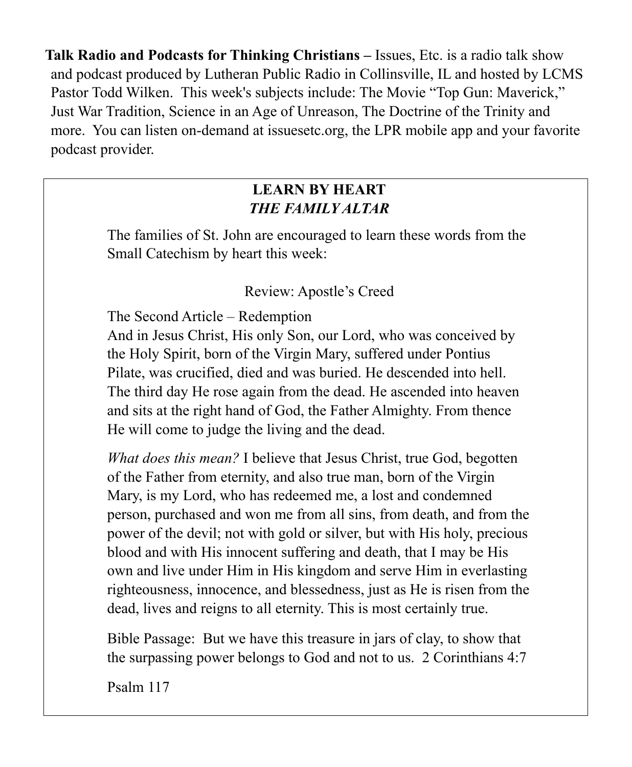**Talk Radio and Podcasts for Thinking Christians –** Issues, Etc. is a radio talk show and podcast produced by Lutheran Public Radio in Collinsville, IL and hosted by LCMS Pastor Todd Wilken. This week's subjects include: The Movie "Top Gun: Maverick," Just War Tradition, Science in an Age of Unreason, The Doctrine of the Trinity and more. You can listen on-demand at issuesetc.org, the LPR mobile app and your favorite podcast provider.

## LEARN BY HEART
### *THE FAMILY ALTAR*

The families of St. John are encouraged to learn these words from the Small Catechism by heart this week:

Review: Apostle's Creed

The Second Article – Redemption
And in Jesus Christ, His only Son, our Lord, who was conceived by the Holy Spirit, born of the Virgin Mary, suffered under Pontius Pilate, was crucified, died and was buried. He descended into hell. The third day He rose again from the dead. He ascended into heaven and sits at the right hand of God, the Father Almighty. From thence He will come to judge the living and the dead.

*What does this mean?* I believe that Jesus Christ, true God, begotten of the Father from eternity, and also true man, born of the Virgin Mary, is my Lord, who has redeemed me, a lost and condemned person, purchased and won me from all sins, from death, and from the power of the devil; not with gold or silver, but with His holy, precious blood and with His innocent suffering and death, that I may be His own and live under Him in His kingdom and serve Him in everlasting righteousness, innocence, and blessedness, just as He is risen from the dead, lives and reigns to all eternity. This is most certainly true.

Bible Passage: But we have this treasure in jars of clay, to show that the surpassing power belongs to God and not to us. 2 Corinthians 4:7

Psalm 117